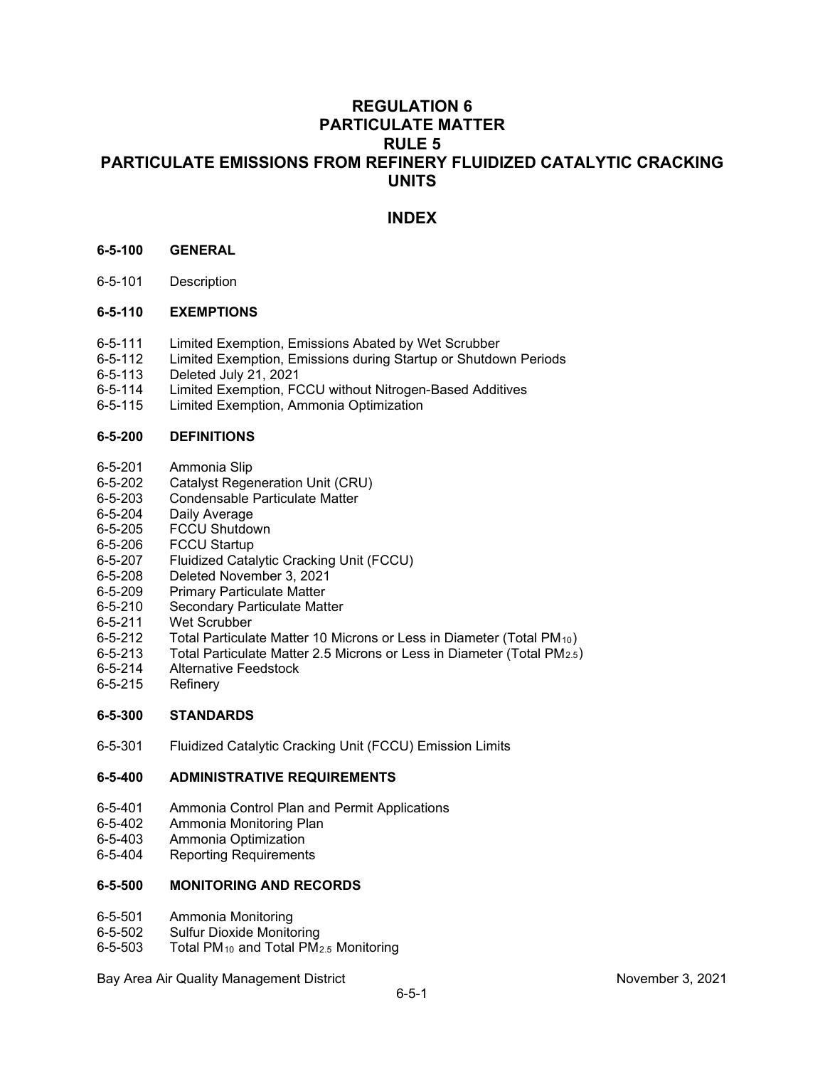# REGULATION 6
# PARTICULATE MATTER
# RULE 5
# PARTICULATE EMISSIONS FROM REFINERY FLUIDIZED CATALYTIC CRACKING UNITS

## INDEX

**6-5-100 GENERAL**

6-5-101 Description

**6-5-110 EXEMPTIONS**

6-5-111 Limited Exemption, Emissions Abated by Wet Scrubber
6-5-112 Limited Exemption, Emissions during Startup or Shutdown Periods
6-5-113 Deleted July 21, 2021
6-5-114 Limited Exemption, FCCU without Nitrogen-Based Additives
6-5-115 Limited Exemption, Ammonia Optimization

**6-5-200 DEFINITIONS**

6-5-201 Ammonia Slip
6-5-202 Catalyst Regeneration Unit (CRU)
6-5-203 Condensable Particulate Matter
6-5-204 Daily Average
6-5-205 FCCU Shutdown
6-5-206 FCCU Startup
6-5-207 Fluidized Catalytic Cracking Unit (FCCU)
6-5-208 Deleted November 3, 2021
6-5-209 Primary Particulate Matter
6-5-210 Secondary Particulate Matter
6-5-211 Wet Scrubber
6-5-212 Total Particulate Matter 10 Microns or Less in Diameter (Total $PM_{10}$)
6-5-213 Total Particulate Matter 2.5 Microns or Less in Diameter (Total $PM_{2.5}$)
6-5-214 Alternative Feedstock
6-5-215 Refinery

**6-5-300 STANDARDS**

6-5-301 Fluidized Catalytic Cracking Unit (FCCU) Emission Limits

**6-5-400 ADMINISTRATIVE REQUIREMENTS**

6-5-401 Ammonia Control Plan and Permit Applications
6-5-402 Ammonia Monitoring Plan
6-5-403 Ammonia Optimization
6-5-404 Reporting Requirements

**6-5-500 MONITORING AND RECORDS**

6-5-501 Ammonia Monitoring
6-5-502 Sulfur Dioxide Monitoring
6-5-503 Total $PM_{10}$ and Total $PM_{2.5}$ Monitoring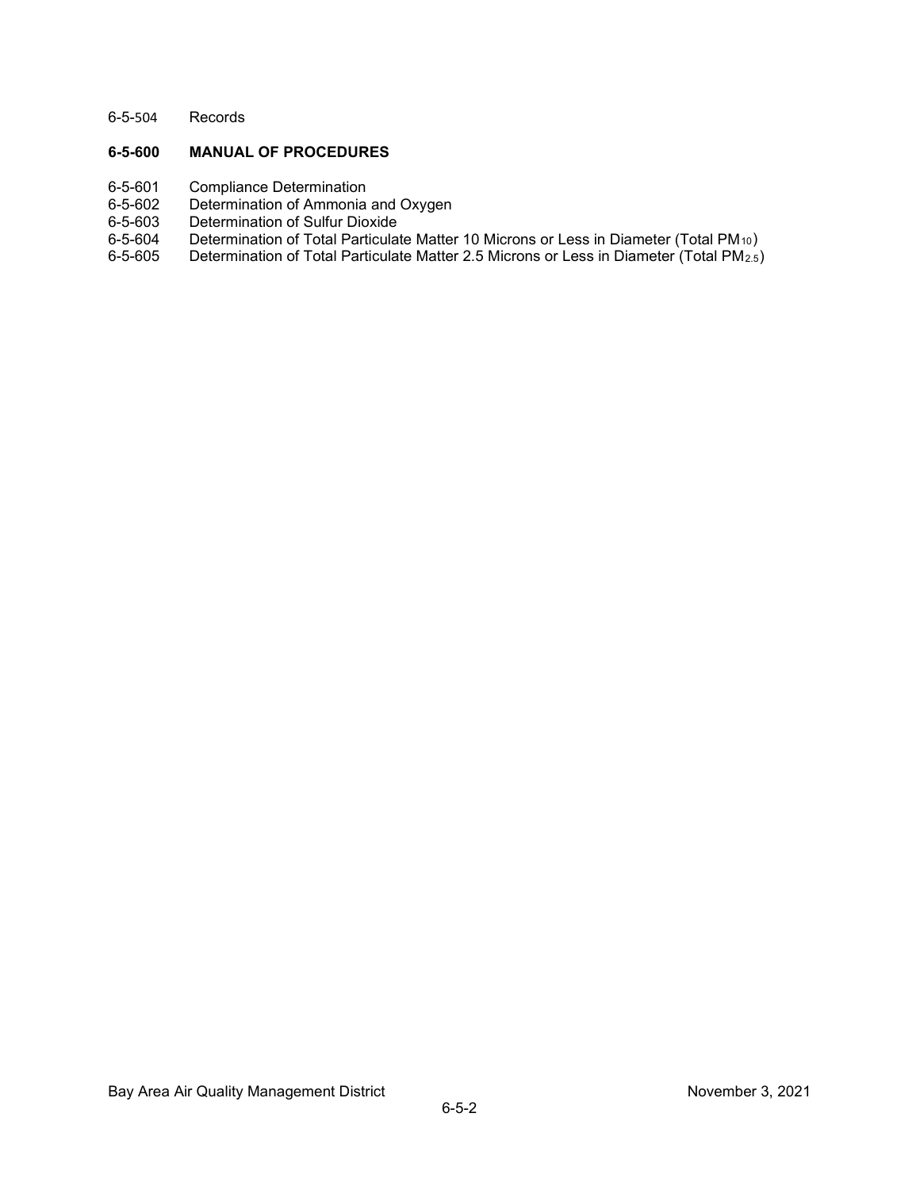6-5-504 Records

**6-5-600 MANUAL OF PROCEDURES**

6-5-601 Compliance Determination
6-5-602 Determination of Ammonia and Oxygen
6-5-603 Determination of Sulfur Dioxide
6-5-604 Determination of Total Particulate Matter 10 Microns or Less in Diameter (Total $PM_{10}$)
6-5-605 Determination of Total Particulate Matter 2.5 Microns or Less in Diameter (Total $PM_{2.5}$)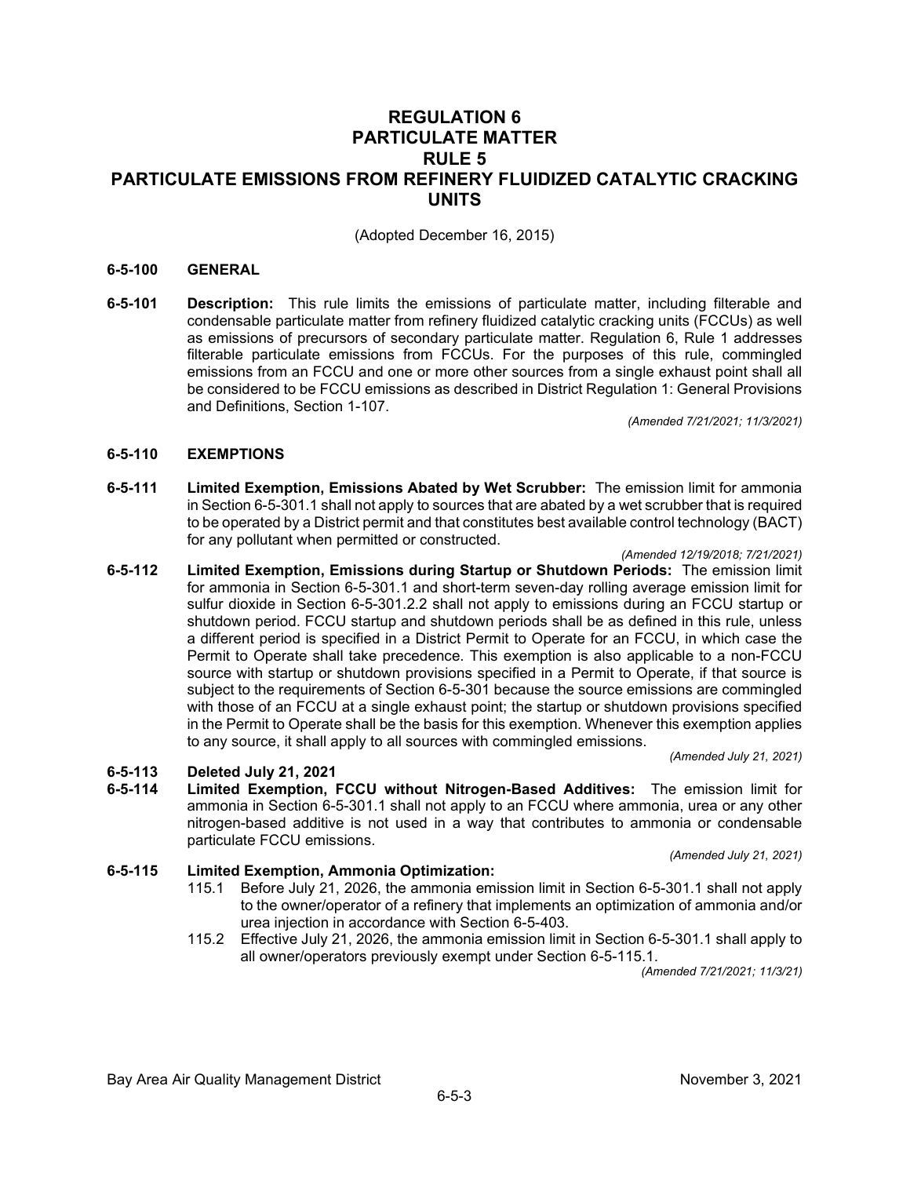# REGULATION 6
# PARTICULATE MATTER
# RULE 5
# PARTICULATE EMISSIONS FROM REFINERY FLUIDIZED CATALYTIC CRACKING UNITS

(Adopted December 16, 2015)

## 6-5-100 GENERAL

**6-5-101 Description:** This rule limits the emissions of particulate matter, including filterable and condensable particulate matter from refinery fluidized catalytic cracking units (FCCUs) as well as emissions of precursors of secondary particulate matter. Regulation 6, Rule 1 addresses filterable particulate emissions from FCCUs. For the purposes of this rule, commingled emissions from an FCCU and one or more other sources from a single exhaust point shall all be considered to be FCCU emissions as described in District Regulation 1: General Provisions and Definitions, Section 1-107.

*(Amended 7/21/2021; 11/3/2021)*

## 6-5-110 EXEMPTIONS

**6-5-111 Limited Exemption, Emissions Abated by Wet Scrubber:** The emission limit for ammonia in Section 6-5-301.1 shall not apply to sources that are abated by a wet scrubber that is required to be operated by a District permit and that constitutes best available control technology (BACT) for any pollutant when permitted or constructed.

*(Amended 12/19/2018; 7/21/2021)*

**6-5-112 Limited Exemption, Emissions during Startup or Shutdown Periods:** The emission limit for ammonia in Section 6-5-301.1 and short-term seven-day rolling average emission limit for sulfur dioxide in Section 6-5-301.2.2 shall not apply to emissions during an FCCU startup or shutdown period. FCCU startup and shutdown periods shall be as defined in this rule, unless a different period is specified in a District Permit to Operate for an FCCU, in which case the Permit to Operate shall take precedence. This exemption is also applicable to a non-FCCU source with startup or shutdown provisions specified in a Permit to Operate, if that source is subject to the requirements of Section 6-5-301 because the source emissions are commingled with those of an FCCU at a single exhaust point; the startup or shutdown provisions specified in the Permit to Operate shall be the basis for this exemption. Whenever this exemption applies to any source, it shall apply to all sources with commingled emissions.

*(Amended July 21, 2021)*

**6-5-113 Deleted July 21, 2021**

**6-5-114 Limited Exemption, FCCU without Nitrogen-Based Additives:** The emission limit for ammonia in Section 6-5-301.1 shall not apply to an FCCU where ammonia, urea or any other nitrogen-based additive is not used in a way that contributes to ammonia or condensable particulate FCCU emissions.

*(Amended July 21, 2021)*

**6-5-115 Limited Exemption, Ammonia Optimization:**

115.1 Before July 21, 2026, the ammonia emission limit in Section 6-5-301.1 shall not apply to the owner/operator of a refinery that implements an optimization of ammonia and/or urea injection in accordance with Section 6-5-403.

115.2 Effective July 21, 2026, the ammonia emission limit in Section 6-5-301.1 shall apply to all owner/operators previously exempt under Section 6-5-115.1.

*(Amended 7/21/2021; 11/3/21)*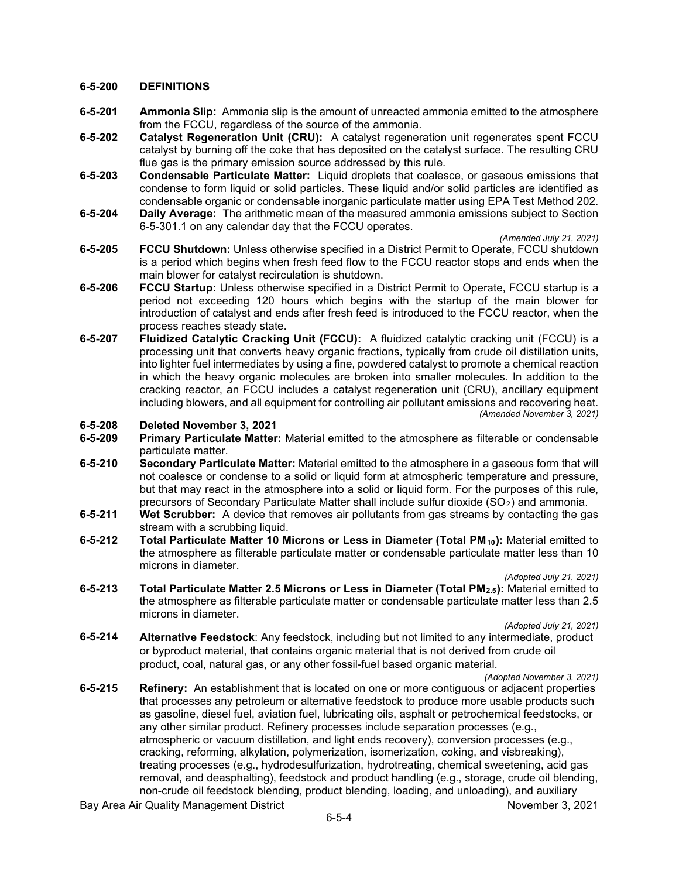## 6-5-200 DEFINITIONS

**6-5-201 Ammonia Slip:** Ammonia slip is the amount of unreacted ammonia emitted to the atmosphere from the FCCU, regardless of the source of the ammonia.

**6-5-202 Catalyst Regeneration Unit (CRU):** A catalyst regeneration unit regenerates spent FCCU catalyst by burning off the coke that has deposited on the catalyst surface. The resulting CRU flue gas is the primary emission source addressed by this rule.

**6-5-203 Condensable Particulate Matter:** Liquid droplets that coalesce, or gaseous emissions that condense to form liquid or solid particles. These liquid and/or solid particles are identified as condensable organic or condensable inorganic particulate matter using EPA Test Method 202.

**6-5-204 Daily Average:** The arithmetic mean of the measured ammonia emissions subject to Section 6-5-301.1 on any calendar day that the FCCU operates.

*(Amended July 21, 2021)*

**6-5-205 FCCU Shutdown:** Unless otherwise specified in a District Permit to Operate, FCCU shutdown is a period which begins when fresh feed flow to the FCCU reactor stops and ends when the main blower for catalyst recirculation is shutdown.

**6-5-206 FCCU Startup:** Unless otherwise specified in a District Permit to Operate, FCCU startup is a period not exceeding 120 hours which begins with the startup of the main blower for introduction of catalyst and ends after fresh feed is introduced to the FCCU reactor, when the process reaches steady state.

**6-5-207 Fluidized Catalytic Cracking Unit (FCCU):** A fluidized catalytic cracking unit (FCCU) is a processing unit that converts heavy organic fractions, typically from crude oil distillation units, into lighter fuel intermediates by using a fine, powdered catalyst to promote a chemical reaction in which the heavy organic molecules are broken into smaller molecules. In addition to the cracking reactor, an FCCU includes a catalyst regeneration unit (CRU), ancillary equipment including blowers, and all equipment for controlling air pollutant emissions and recovering heat.

*(Amended November 3, 2021)*

**6-5-208 Deleted November 3, 2021**

**6-5-209 Primary Particulate Matter:** Material emitted to the atmosphere as filterable or condensable particulate matter.

**6-5-210 Secondary Particulate Matter:** Material emitted to the atmosphere in a gaseous form that will not coalesce or condense to a solid or liquid form at atmospheric temperature and pressure, but that may react in the atmosphere into a solid or liquid form. For the purposes of this rule, precursors of Secondary Particulate Matter shall include sulfur dioxide ($SO_2$) and ammonia.

**6-5-211 Wet Scrubber:** A device that removes air pollutants from gas streams by contacting the gas stream with a scrubbing liquid.

**6-5-212 Total Particulate Matter 10 Microns or Less in Diameter (Total $PM_{10}$):** Material emitted to the atmosphere as filterable particulate matter or condensable particulate matter less than 10 microns in diameter.

*(Adopted July 21, 2021)*

**6-5-213 Total Particulate Matter 2.5 Microns or Less in Diameter (Total $PM_{2.5}$):** Material emitted to the atmosphere as filterable particulate matter or condensable particulate matter less than 2.5 microns in diameter.

*(Adopted July 21, 2021)*

**6-5-214 Alternative Feedstock**: Any feedstock, including but not limited to any intermediate, product or byproduct material, that contains organic material that is not derived from crude oil product, coal, natural gas, or any other fossil-fuel based organic material.

*(Adopted November 3, 2021)*

**6-5-215 Refinery:** An establishment that is located on one or more contiguous or adjacent properties that processes any petroleum or alternative feedstock to produce more usable products such as gasoline, diesel fuel, aviation fuel, lubricating oils, asphalt or petrochemical feedstocks, or any other similar product. Refinery processes include separation processes (e.g., atmospheric or vacuum distillation, and light ends recovery), conversion processes (e.g., cracking, reforming, alkylation, polymerization, isomerization, coking, and visbreaking), treating processes (e.g., hydrodesulfurization, hydrotreating, chemical sweetening, acid gas removal, and deasphalting), feedstock and product handling (e.g., storage, crude oil blending, non-crude oil feedstock blending, product blending, loading, and unloading), and auxiliary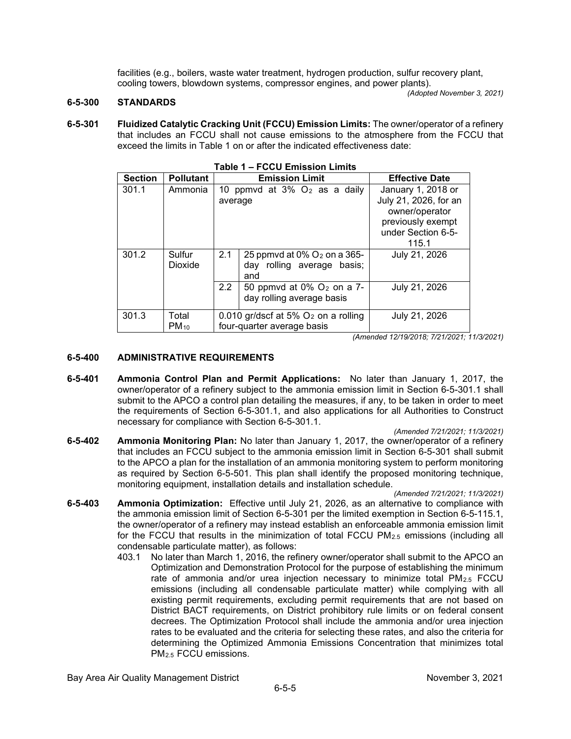facilities (e.g., boilers, waste water treatment, hydrogen production, sulfur recovery plant, cooling towers, blowdown systems, compressor engines, and power plants).

*(Adopted November 3, 2021)*

## 6-5-300 STANDARDS

**6-5-301 Fluidized Catalytic Cracking Unit (FCCU) Emission Limits:** The owner/operator of a refinery that includes an FCCU shall not cause emissions to the atmosphere from the FCCU that exceed the limits in Table 1 on or after the indicated effectiveness date:

**Table 1 – FCCU Emission Limits**

| Section | Pollutant | Emission Limit | | Effective Date |
|---|---|---|---|---|
| 301.1 | Ammonia | 10 ppmvd at 3% $O_2$ as a daily average | | January 1, 2018 or July 21, 2026, for an owner/operator previously exempt under Section 6-5-115.1 |
| 301.2 | Sulfur Dioxide | 2.1 | 25 ppmvd at 0% $O_2$ on a 365-day rolling average basis; and | July 21, 2026 |
| | | 2.2 | 50 ppmvd at 0% $O_2$ on a 7-day rolling average basis | July 21, 2026 |
| 301.3 | Total $PM_{10}$ | 0.010 gr/dscf at 5% $O_2$ on a rolling four-quarter average basis | | July 21, 2026 |

*(Amended 12/19/2018; 7/21/2021; 11/3/2021)*

## 6-5-400 ADMINISTRATIVE REQUIREMENTS

**6-5-401 Ammonia Control Plan and Permit Applications:** No later than January 1, 2017, the owner/operator of a refinery subject to the ammonia emission limit in Section 6-5-301.1 shall submit to the APCO a control plan detailing the measures, if any, to be taken in order to meet the requirements of Section 6-5-301.1, and also applications for all Authorities to Construct necessary for compliance with Section 6-5-301.1.

*(Amended 7/21/2021; 11/3/2021)*

**6-5-402 Ammonia Monitoring Plan:** No later than January 1, 2017, the owner/operator of a refinery that includes an FCCU subject to the ammonia emission limit in Section 6-5-301 shall submit to the APCO a plan for the installation of an ammonia monitoring system to perform monitoring as required by Section 6-5-501. This plan shall identify the proposed monitoring technique, monitoring equipment, installation details and installation schedule.

*(Amended 7/21/2021; 11/3/2021)*

**6-5-403 Ammonia Optimization:** Effective until July 21, 2026, as an alternative to compliance with the ammonia emission limit of Section 6-5-301 per the limited exemption in Section 6-5-115.1, the owner/operator of a refinery may instead establish an enforceable ammonia emission limit for the FCCU that results in the minimization of total FCCU $PM_{2.5}$ emissions (including all condensable particulate matter), as follows:

403.1 No later than March 1, 2016, the refinery owner/operator shall submit to the APCO an Optimization and Demonstration Protocol for the purpose of establishing the minimum rate of ammonia and/or urea injection necessary to minimize total $PM_{2.5}$ FCCU emissions (including all condensable particulate matter) while complying with all existing permit requirements, excluding permit requirements that are not based on District BACT requirements, on District prohibitory rule limits or on federal consent decrees. The Optimization Protocol shall include the ammonia and/or urea injection rates to be evaluated and the criteria for selecting these rates, and also the criteria for determining the Optimized Ammonia Emissions Concentration that minimizes total $PM_{2.5}$ FCCU emissions.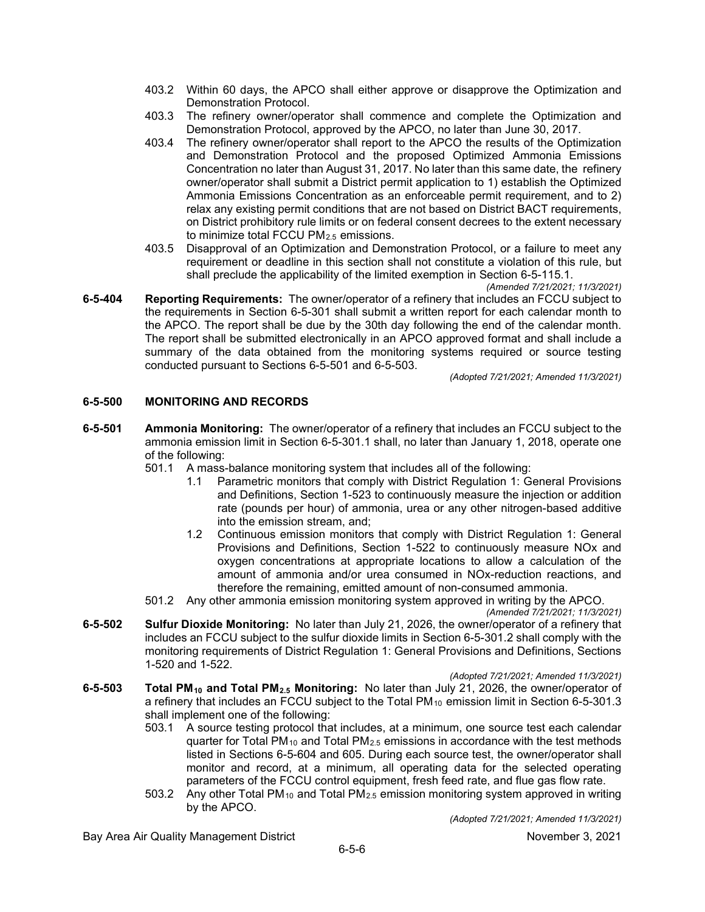403.2 Within 60 days, the APCO shall either approve or disapprove the Optimization and Demonstration Protocol.

403.3 The refinery owner/operator shall commence and complete the Optimization and Demonstration Protocol, approved by the APCO, no later than June 30, 2017.

403.4 The refinery owner/operator shall report to the APCO the results of the Optimization and Demonstration Protocol and the proposed Optimized Ammonia Emissions Concentration no later than August 31, 2017. No later than this same date, the refinery owner/operator shall submit a District permit application to 1) establish the Optimized Ammonia Emissions Concentration as an enforceable permit requirement, and to 2) relax any existing permit conditions that are not based on District BACT requirements, on District prohibitory rule limits or on federal consent decrees to the extent necessary to minimize total FCCU $PM_{2.5}$ emissions.

403.5 Disapproval of an Optimization and Demonstration Protocol, or a failure to meet any requirement or deadline in this section shall not constitute a violation of this rule, but shall preclude the applicability of the limited exemption in Section 6-5-115.1.

*(Amended 7/21/2021; 11/3/2021)*

**6-5-404 Reporting Requirements:** The owner/operator of a refinery that includes an FCCU subject to the requirements in Section 6-5-301 shall submit a written report for each calendar month to the APCO. The report shall be due by the 30th day following the end of the calendar month. The report shall be submitted electronically in an APCO approved format and shall include a summary of the data obtained from the monitoring systems required or source testing conducted pursuant to Sections 6-5-501 and 6-5-503.

*(Adopted 7/21/2021; Amended 11/3/2021)*

## 6-5-500 MONITORING AND RECORDS

**6-5-501 Ammonia Monitoring:** The owner/operator of a refinery that includes an FCCU subject to the ammonia emission limit in Section 6-5-301.1 shall, no later than January 1, 2018, operate one of the following:

501.1 A mass-balance monitoring system that includes all of the following:

1.1 Parametric monitors that comply with District Regulation 1: General Provisions and Definitions, Section 1-523 to continuously measure the injection or addition rate (pounds per hour) of ammonia, urea or any other nitrogen-based additive into the emission stream, and;

1.2 Continuous emission monitors that comply with District Regulation 1: General Provisions and Definitions, Section 1-522 to continuously measure NOx and oxygen concentrations at appropriate locations to allow a calculation of the amount of ammonia and/or urea consumed in NOx-reduction reactions, and therefore the remaining, emitted amount of non-consumed ammonia.

501.2 Any other ammonia emission monitoring system approved in writing by the APCO.

*(Amended 7/21/2021; 11/3/2021)*

**6-5-502 Sulfur Dioxide Monitoring:** No later than July 21, 2026, the owner/operator of a refinery that includes an FCCU subject to the sulfur dioxide limits in Section 6-5-301.2 shall comply with the monitoring requirements of District Regulation 1: General Provisions and Definitions, Sections 1-520 and 1-522.

*(Adopted 7/21/2021; Amended 11/3/2021)*

**6-5-503 Total $PM_{10}$ and Total $PM_{2.5}$ Monitoring:** No later than July 21, 2026, the owner/operator of a refinery that includes an FCCU subject to the Total $PM_{10}$ emission limit in Section 6-5-301.3 shall implement one of the following:

503.1 A source testing protocol that includes, at a minimum, one source test each calendar quarter for Total $PM_{10}$ and Total $PM_{2.5}$ emissions in accordance with the test methods listed in Sections 6-5-604 and 605. During each source test, the owner/operator shall monitor and record, at a minimum, all operating data for the selected operating parameters of the FCCU control equipment, fresh feed rate, and flue gas flow rate.

503.2 Any other Total $PM_{10}$ and Total $PM_{2.5}$ emission monitoring system approved in writing by the APCO.

*(Adopted 7/21/2021; Amended 11/3/2021)*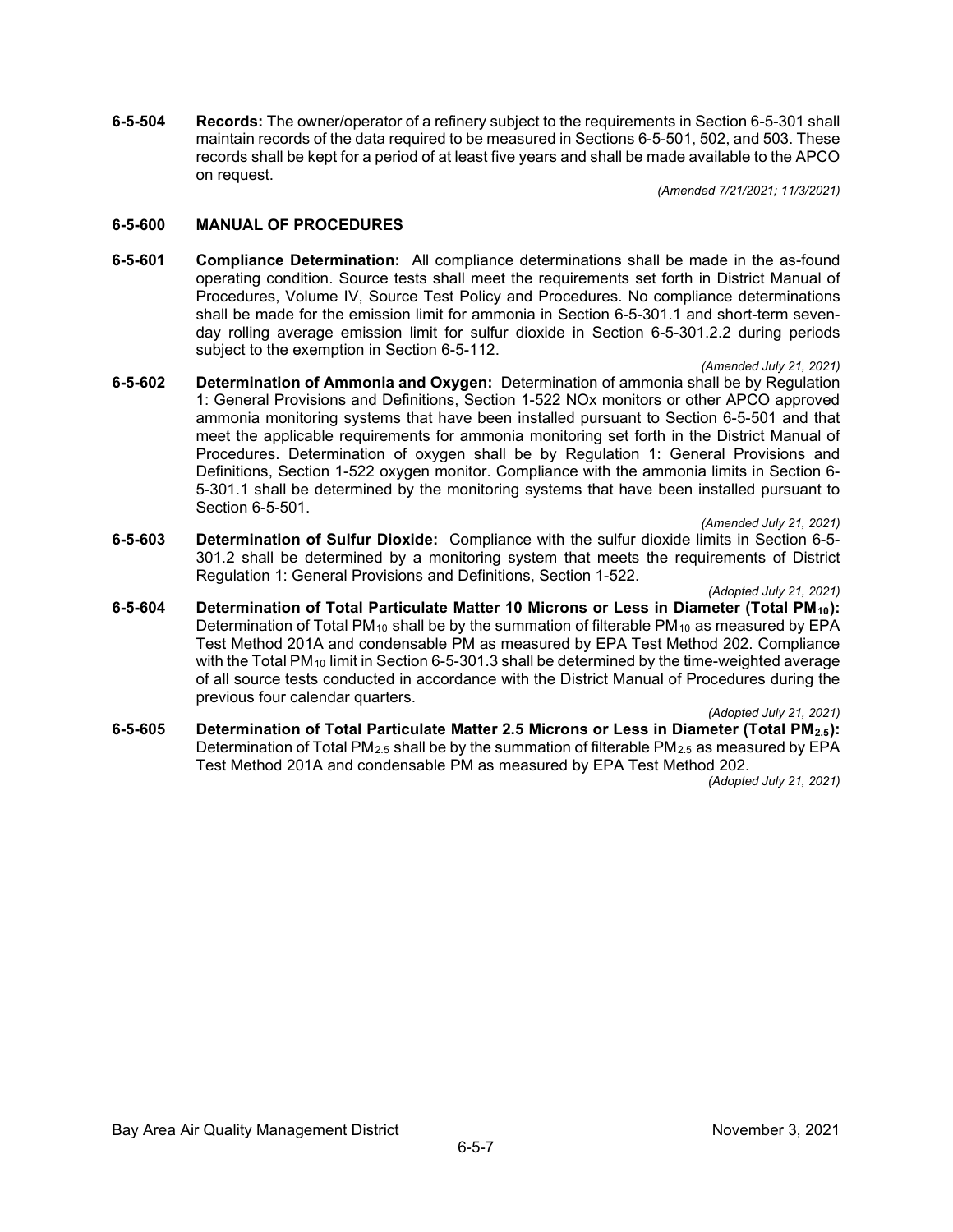**6-5-504 Records:** The owner/operator of a refinery subject to the requirements in Section 6-5-301 shall maintain records of the data required to be measured in Sections 6-5-501, 502, and 503. These records shall be kept for a period of at least five years and shall be made available to the APCO on request.

*(Amended 7/21/2021; 11/3/2021)*

## 6-5-600 MANUAL OF PROCEDURES

**6-5-601 Compliance Determination:** All compliance determinations shall be made in the as-found operating condition. Source tests shall meet the requirements set forth in District Manual of Procedures, Volume IV, Source Test Policy and Procedures. No compliance determinations shall be made for the emission limit for ammonia in Section 6-5-301.1 and short-term seven-day rolling average emission limit for sulfur dioxide in Section 6-5-301.2.2 during periods subject to the exemption in Section 6-5-112.

*(Amended July 21, 2021)*

**6-5-602 Determination of Ammonia and Oxygen:** Determination of ammonia shall be by Regulation 1: General Provisions and Definitions, Section 1-522 NOx monitors or other APCO approved ammonia monitoring systems that have been installed pursuant to Section 6-5-501 and that meet the applicable requirements for ammonia monitoring set forth in the District Manual of Procedures. Determination of oxygen shall be by Regulation 1: General Provisions and Definitions, Section 1-522 oxygen monitor. Compliance with the ammonia limits in Section 6-5-301.1 shall be determined by the monitoring systems that have been installed pursuant to Section 6-5-501.

*(Amended July 21, 2021)*

**6-5-603 Determination of Sulfur Dioxide:** Compliance with the sulfur dioxide limits in Section 6-5-301.2 shall be determined by a monitoring system that meets the requirements of District Regulation 1: General Provisions and Definitions, Section 1-522.

*(Adopted July 21, 2021)*

**6-5-604 Determination of Total Particulate Matter 10 Microns or Less in Diameter (Total $PM_{10}$):** Determination of Total $PM_{10}$ shall be by the summation of filterable $PM_{10}$ as measured by EPA Test Method 201A and condensable PM as measured by EPA Test Method 202. Compliance with the Total $PM_{10}$ limit in Section 6-5-301.3 shall be determined by the time-weighted average of all source tests conducted in accordance with the District Manual of Procedures during the previous four calendar quarters.

*(Adopted July 21, 2021)*

**6-5-605 Determination of Total Particulate Matter 2.5 Microns or Less in Diameter (Total $PM_{2.5}$):** Determination of Total $PM_{2.5}$ shall be by the summation of filterable $PM_{2.5}$ as measured by EPA Test Method 201A and condensable PM as measured by EPA Test Method 202.

*(Adopted July 21, 2021)*